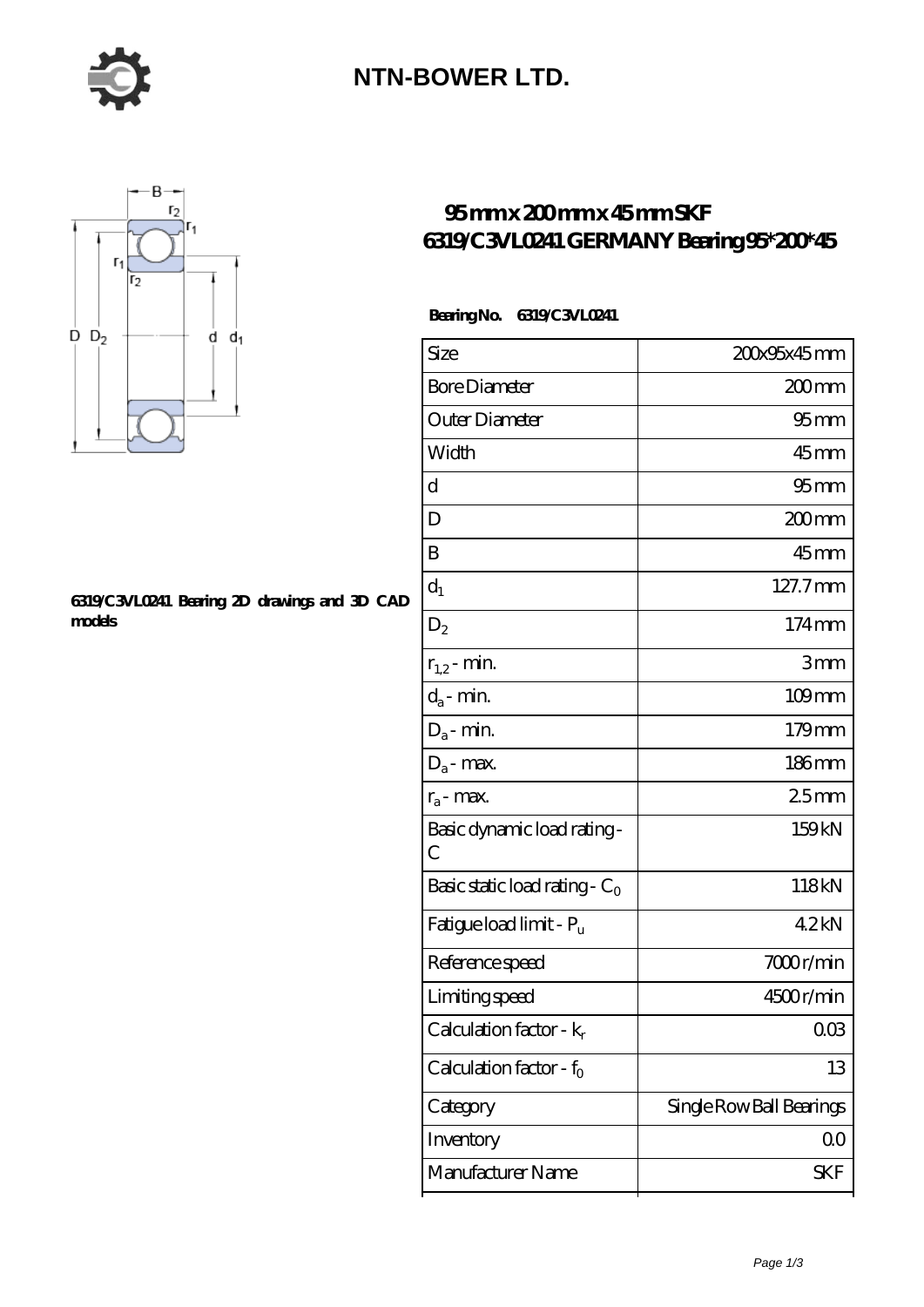# NTN-BOWER LTD.

## 95 mm x 200 mm x 45 mm SKF 6319/C3VL0241 GERMANY Bearing 95*200*45

**6319/C3VL0241 Bearing 2D drawings and 3D CAD models**

**Bearing No. 6319/C3VL0241**

| Size | 200x95x45 mm |
|---|---|
| Bore Diameter | 200 mm |
| Outer Diameter | 95 mm |
| Width | 45 mm |
| d | 95 mm |
| D | 200 mm |
| B | 45 mm |
| $d_1$ | 127.7 mm |
| $D_2$ | 174 mm |
| $r_{1,2}$ - min. | 3 mm |
| $d_a$ - min. | 109 mm |
| $D_a$ - min. | 179 mm |
| $D_a$ - max. | 186 mm |
| $r_a$ - max. | 2.5 mm |
| Basic dynamic load rating - C | 159 kN |
| Basic static load rating - $C_0$ | 118 kN |
| Fatigue load limit - $P_u$ | 4.2 kN |
| Reference speed | 7000 r/min |
| Limiting speed | 4500 r/min |
| Calculation factor - $k_r$ | 0.03 |
| Calculation factor - $f_0$ | 13 |
| Category | Single Row Ball Bearings |
| Inventory | 0.0 |
| Manufacturer Name | SKF |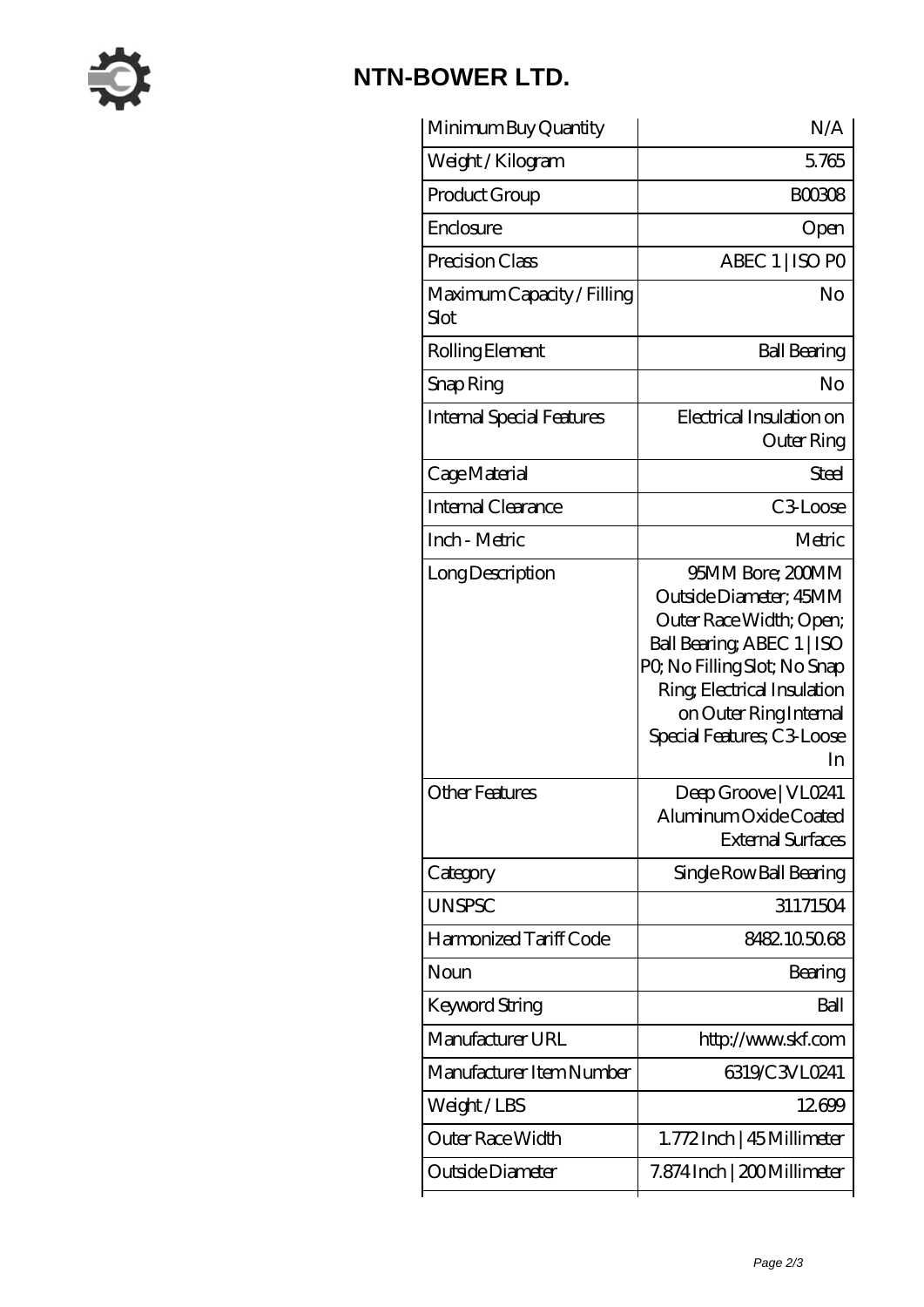# NTN-BOWER LTD.

| | |
|---|---|
| Minimum Buy Quantity | N/A |
| Weight / Kilogram | 5.765 |
| Product Group | B00308 |
| Enclosure | Open |
| Precision Class | ABEC 1 \| ISO P0 |
| Maximum Capacity / Filling Slot | No |
| Rolling Element | Ball Bearing |
| Snap Ring | No |
| Internal Special Features | Electrical Insulation on Outer Ring |
| Cage Material | Steel |
| Internal Clearance | C3-Loose |
| Inch - Metric | Metric |
| Long Description | 95MM Bore; 200MM Outside Diameter; 45MM Outer Race Width; Open; Ball Bearing; ABEC 1 \| ISO P0; No Filling Slot; No Snap Ring; Electrical Insulation on Outer Ring Internal Special Features; C3-Loose In |
| Other Features | Deep Groove \| VL0241 Aluminum Oxide Coated External Surfaces |
| Category | Single Row Ball Bearing |
| UNSPSC | 31171504 |
| Harmonized Tariff Code | 8482.10.50.68 |
| Noun | Bearing |
| Keyword String | Ball |
| Manufacturer URL | http://www.skf.com |
| Manufacturer Item Number | 6319/C3VL0241 |
| Weight / LBS | 12.699 |
| Outer Race Width | 1.772 Inch \| 45 Millimeter |
| Outside Diameter | 7.874 Inch \| 200 Millimeter |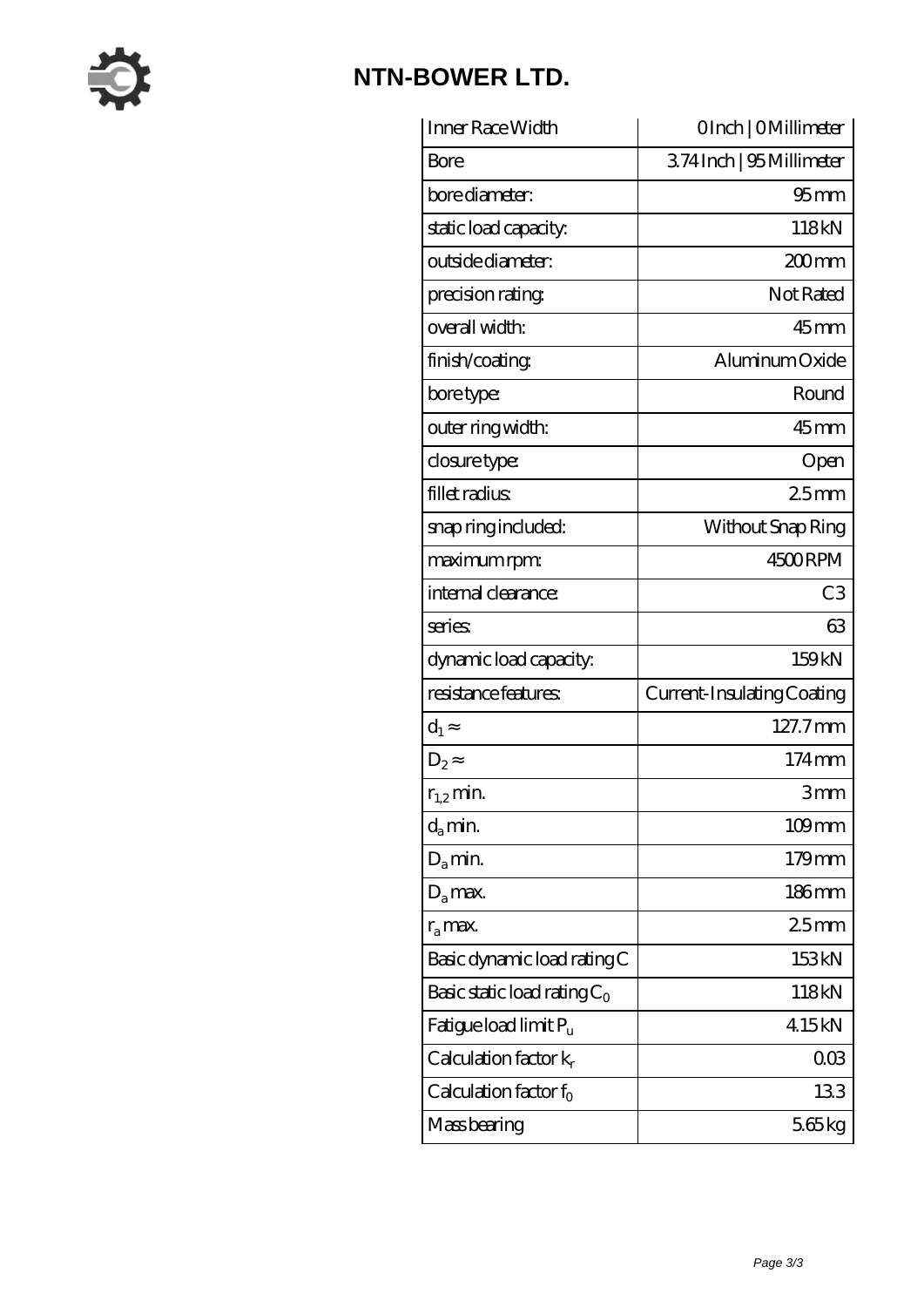# NTN-BOWER LTD.

| | |
|---|---|
| Inner Race Width | 0 Inch \| 0 Millimeter |
| Bore | 3.74 Inch \| 95 Millimeter |
| bore diameter: | 95 mm |
| static load capacity: | 118 kN |
| outside diameter: | 200 mm |
| precision rating: | Not Rated |
| overall width: | 45 mm |
| finish/coating: | Aluminum Oxide |
| bore type: | Round |
| outer ring width: | 45 mm |
| closure type: | Open |
| fillet radius: | 2.5 mm |
| snap ring included: | Without Snap Ring |
| maximum rpm: | 4500 RPM |
| internal clearance: | C3 |
| series: | 63 |
| dynamic load capacity: | 159 kN |
| resistance features: | Current-Insulating Coating |
| $d_1$ ≈ | 127.7 mm |
| $D_2$ ≈ | 174 mm |
| $r_{1,2}$ min. | 3 mm |
| $d_a$ min. | 109 mm |
| $D_a$ min. | 179 mm |
| $D_a$ max. | 186 mm |
| $r_a$ max. | 2.5 mm |
| Basic dynamic load rating C | 153 kN |
| Basic static load rating $C_0$ | 118 kN |
| Fatigue load limit $P_u$ | 4.15 kN |
| Calculation factor $k_r$ | 0.03 |
| Calculation factor $f_0$ | 13.3 |
| Mass bearing | 5.65 kg |